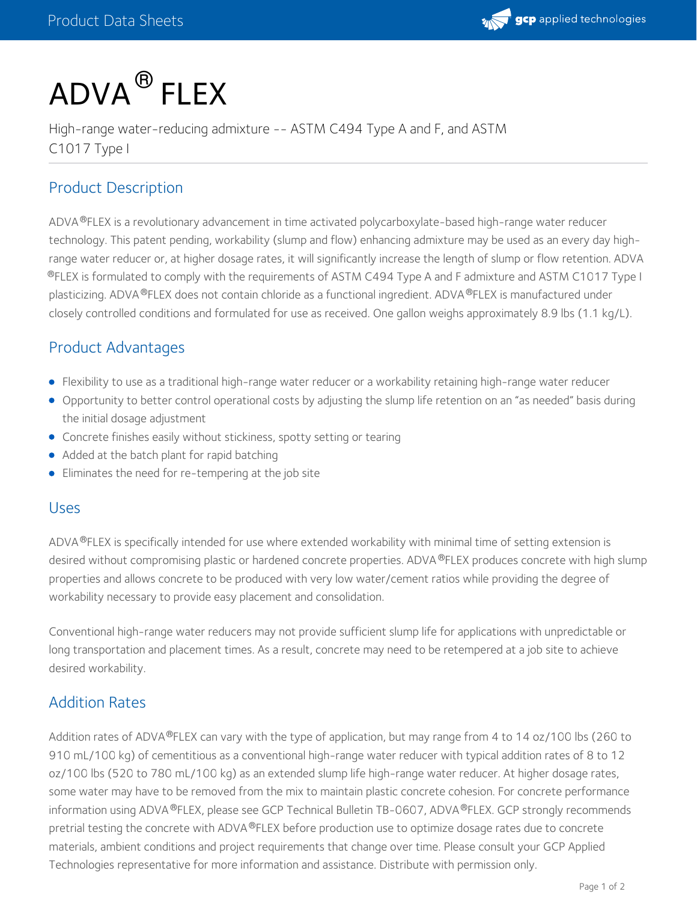# ADVA® FLEX

High-range water-reducing admixture -- ASTM C494 Type A and F, and ASTM C1017 Type I

## Product Description

ADVA®FLEX is a revolutionary advancement in time activated polycarboxylate-based high-range water reducer technology. This patent pending, workability (slump and flow) enhancing admixture may be used as an every day high-range water reducer or, at higher dosage rates, it will significantly increase the length of slump or flow retention. ADVA®FLEX is formulated to comply with the requirements of ASTM C494 Type A and F admixture and ASTM C1017 Type I plasticizing. ADVA®FLEX does not contain chloride as a functional ingredient. ADVA®FLEX is manufactured under closely controlled conditions and formulated for use as received. One gallon weighs approximately 8.9 lbs (1.1 kg/L).

## Product Advantages

- Flexibility to use as a traditional high-range water reducer or a workability retaining high-range water reducer
- Opportunity to better control operational costs by adjusting the slump life retention on an "as needed" basis during the initial dosage adjustment
- Concrete finishes easily without stickiness, spotty setting or tearing
- Added at the batch plant for rapid batching
- Eliminates the need for re-tempering at the job site

## Uses

ADVA®FLEX is specifically intended for use where extended workability with minimal time of setting extension is desired without compromising plastic or hardened concrete properties. ADVA®FLEX produces concrete with high slump properties and allows concrete to be produced with very low water/cement ratios while providing the degree of workability necessary to provide easy placement and consolidation.

Conventional high-range water reducers may not provide sufficient slump life for applications with unpredictable or long transportation and placement times. As a result, concrete may need to be retempered at a job site to achieve desired workability.

## Addition Rates

Addition rates of ADVA®FLEX can vary with the type of application, but may range from 4 to 14 oz/100 lbs (260 to 910 mL/100 kg) of cementitious as a conventional high-range water reducer with typical addition rates of 8 to 12 oz/100 lbs (520 to 780 mL/100 kg) as an extended slump life high-range water reducer. At higher dosage rates, some water may have to be removed from the mix to maintain plastic concrete cohesion. For concrete performance information using ADVA®FLEX, please see GCP Technical Bulletin TB-0607, ADVA®FLEX. GCP strongly recommends pretrial testing the concrete with ADVA®FLEX before production use to optimize dosage rates due to concrete materials, ambient conditions and project requirements that change over time. Please consult your GCP Applied Technologies representative for more information and assistance. Distribute with permission only.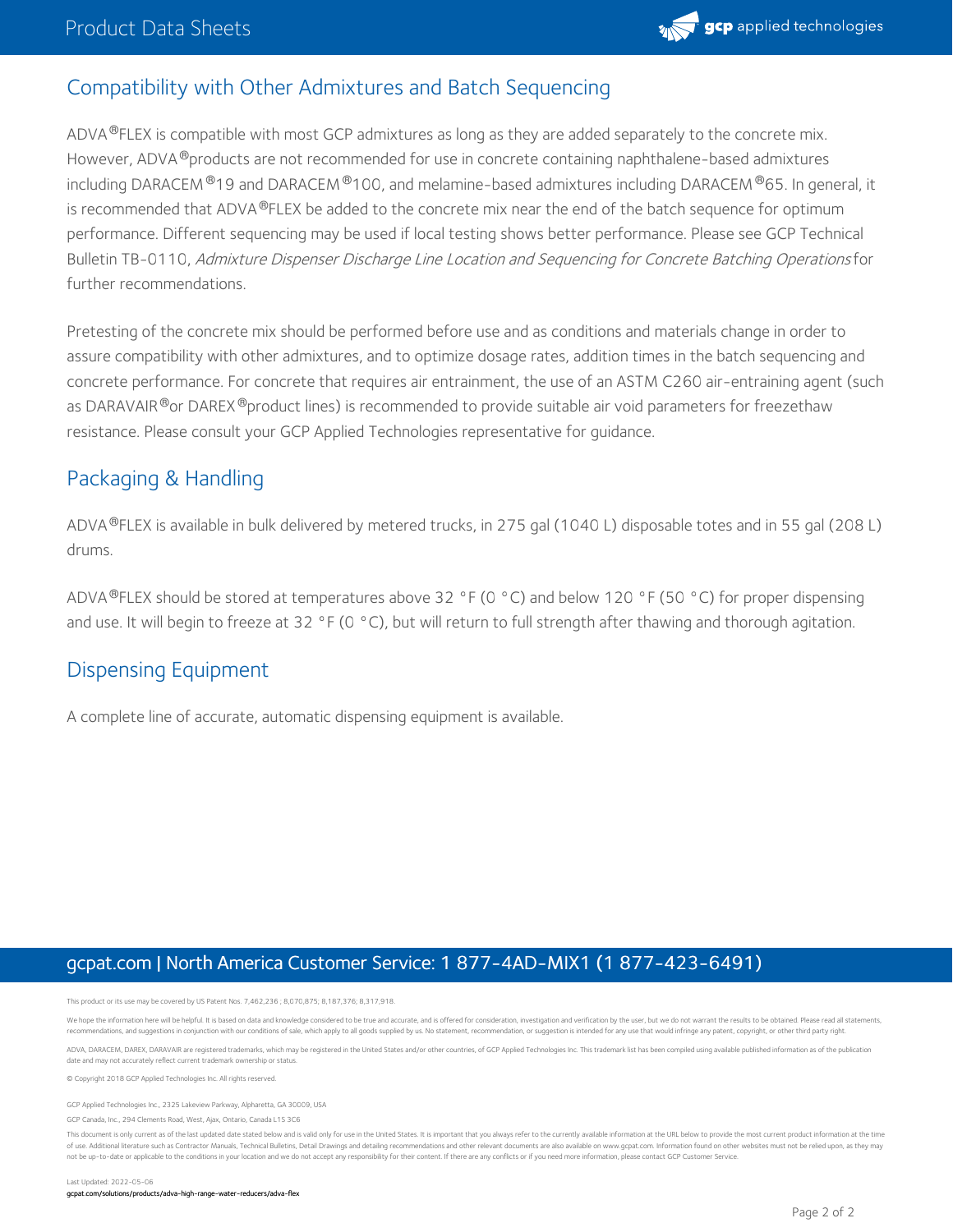## Compatibility with Other Admixtures and Batch Sequencing

ADVA®FLEX is compatible with most GCP admixtures as long as they are added separately to the concrete mix. However, ADVA®products are not recommended for use in concrete containing naphthalene-based admixtures including DARACEM®19 and DARACEM®100, and melamine-based admixtures including DARACEM®65. In general, it is recommended that ADVA®FLEX be added to the concrete mix near the end of the batch sequence for optimum performance. Different sequencing may be used if local testing shows better performance. Please see GCP Technical Bulletin TB-0110, *Admixture Dispenser Discharge Line Location and Sequencing for Concrete Batching Operations* for further recommendations.

Pretesting of the concrete mix should be performed before use and as conditions and materials change in order to assure compatibility with other admixtures, and to optimize dosage rates, addition times in the batch sequencing and concrete performance. For concrete that requires air entrainment, the use of an ASTM C260 air-entraining agent (such as DARAVAIR®or DAREX®product lines) is recommended to provide suitable air void parameters for freezethaw resistance. Please consult your GCP Applied Technologies representative for guidance.

## Packaging & Handling

ADVA®FLEX is available in bulk delivered by metered trucks, in 275 gal (1040 L) disposable totes and in 55 gal (208 L) drums.

ADVA®FLEX should be stored at temperatures above 32 °F (0 °C) and below 120 °F (50 °C) for proper dispensing and use. It will begin to freeze at 32 °F (0 °C), but will return to full strength after thawing and thorough agitation.

## Dispensing Equipment

A complete line of accurate, automatic dispensing equipment is available.

gcpat.com | North America Customer Service: 1 877-4AD-MIX1 (1 877-423-6491)

This product or its use may be covered by US Patent Nos. 7,462,236 ; 8,070,875; 8,187,376; 8,317,918.

We hope the information here will be helpful. It is based on data and knowledge considered to be true and accurate, and is offered for consideration, investigation and verification by the user, but we do not warrant the results to be obtained. Please read all statements, recommendations, and suggestions in conjunction with our conditions of sale, which apply to all goods supplied by us. No statement, recommendation, or suggestion is intended for any use that would infringe any patent, copyright, or other third party right.

ADVA, DARACEM, DAREX, DARAVAIR are registered trademarks, which may be registered in the United States and/or other countries, of GCP Applied Technologies Inc. This trademark list has been compiled using available published information as of the publication date and may not accurately reflect current trademark ownership or status.

© Copyright 2018 GCP Applied Technologies Inc. All rights reserved.

GCP Applied Technologies Inc., 2325 Lakeview Parkway, Alpharetta, GA 30009, USA

GCP Canada, Inc., 294 Clements Road, West, Ajax, Ontario, Canada L1S 3C6

This document is only current as of the last updated date stated below and is valid only for use in the United States. It is important that you always refer to the currently available information at the URL below to provide the most current product information at the time of use. Additional literature such as Contractor Manuals, Technical Bulletins, Detail Drawings and detailing recommendations and other relevant documents are also available on www.gcpat.com. Information found on other websites must not be relied upon, as they may not be up-to-date or applicable to the conditions in your location and we do not accept any responsibility for their content. If there are any conflicts or if you need more information, please contact GCP Customer Service.

Last Updated: 2022-05-06

gcpat.com/solutions/products/adva-high-range-water-reducers/adva-flex